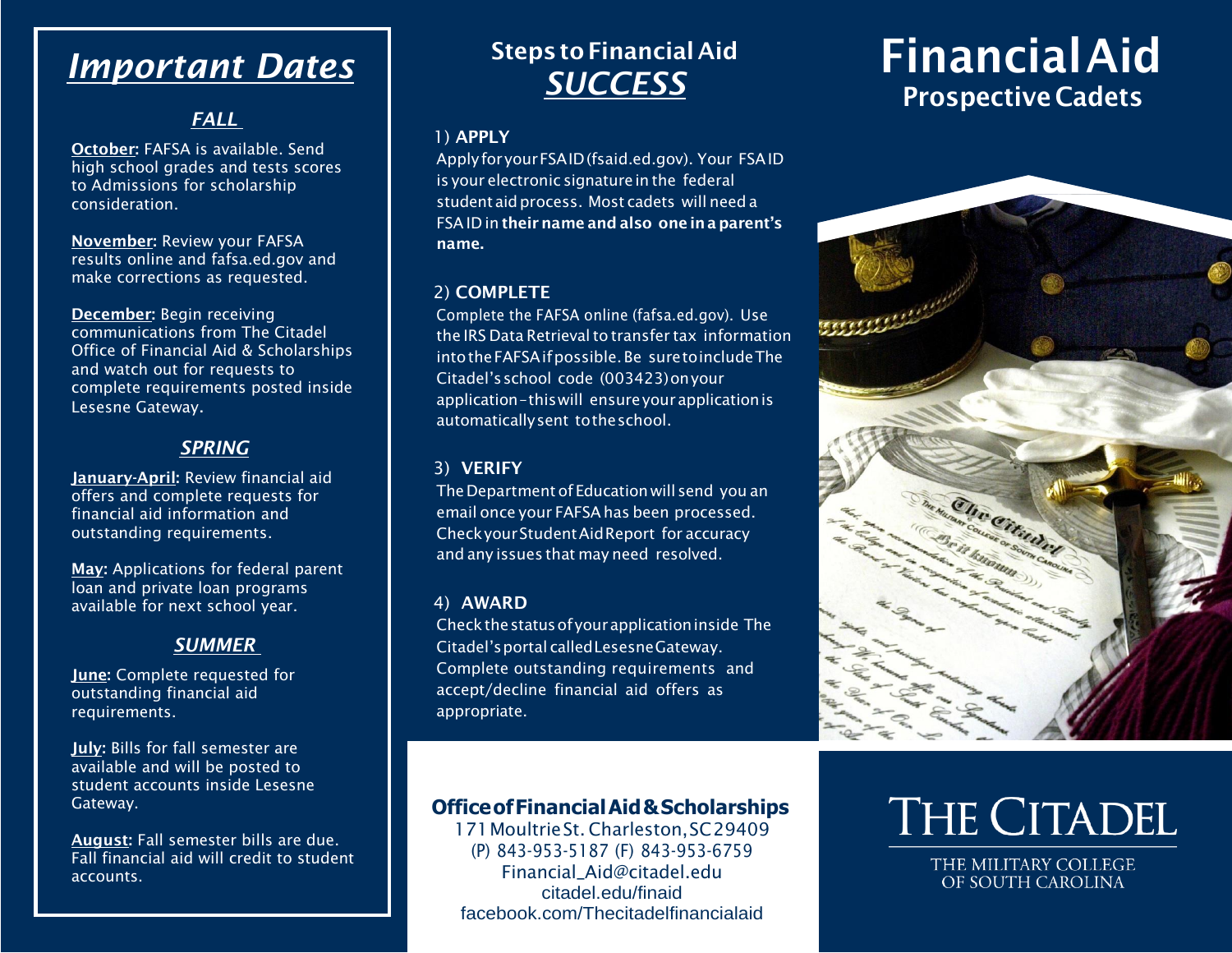# Important Dates

## *FALL*

**October:** FAFSA is available. Send high school grades and tests scores to Admissions for scholarship consideration.

**November:** Review your FAFSA results online and fafsa.ed.gov and make corrections as requested.

**December:** Begin receiving communications from The Citadel Office of Financial Aid & Scholarships and watch out for requests to complete requirements posted inside Lesesne Gateway.

## *SPRING*

**January-April:** Review financial aid offers and complete requests for financial aid information and outstanding requirements.

**May:** Applications for federal parent loan and private loan programs available for next school year.

## *SUMMER*

**June:** Complete requested for outstanding financial aid requirements.

**July:** Bills for fall semester are available and will be posted to student accounts inside Lesesne Gateway.

**August:** Fall semester bills are due. Fall financial aid will credit to student accounts.

# Steps to Financial Aid *SUCCESS*

**1) APPLY**

Apply for your FSA ID (fsaid.ed.gov). Your FSA ID is your electronic signature in the federal student aid process. Most cadets will need a FSA ID in **their name and also one in a parent's name.**

**2) COMPLETE**

Complete the FAFSA online (fafsa.ed.gov). Use the IRS Data Retrieval to transfer tax information into the FAFSA if possible. Be sure to include The Citadel's school code (003423) on your application - this will ensure your application is automatically sent to the school.

**3) VERIFY**

The Department of Education will send you an email once your FAFSA has been processed. Check your Student Aid Report for accuracy and any issues that may need resolved.

**4) AWARD**

Check the status of your application inside The Citadel's portal called Lesesne Gateway. Complete outstanding requirements and accept/decline financial aid offers as appropriate.

**Office of Financial Aid & Scholarships**

171 Moultrie St. Charleston, SC 29409
(P) 843-953-5187 (F) 843-953-6759
Financial_Aid@citadel.edu
citadel.edu/finaid
facebook.com/Thecitadelfinancialaid

# Financial Aid

## Prospective Cadets

THE CITADEL

THE MILITARY COLLEGE OF SOUTH CAROLINA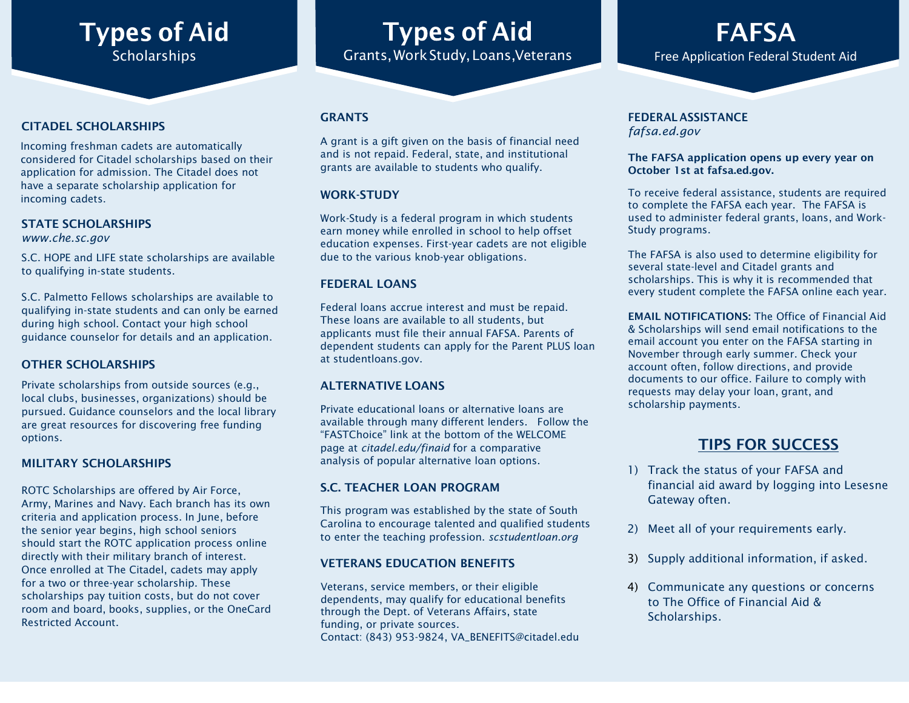# Types of Aid

Scholarships

### CITADEL SCHOLARSHIPS

Incoming freshman cadets are automatically considered for Citadel scholarships based on their application for admission. The Citadel does not have a separate scholarship application for incoming cadets.

### STATE SCHOLARSHIPS

*www.che.sc.gov*

S.C. HOPE and LIFE state scholarships are available to qualifying in-state students.

S.C. Palmetto Fellows scholarships are available to qualifying in-state students and can only be earned during high school. Contact your high school guidance counselor for details and an application.

### OTHER SCHOLARSHIPS

Private scholarships from outside sources (e.g., local clubs, businesses, organizations) should be pursued. Guidance counselors and the local library are great resources for discovering free funding options.

### MILITARY SCHOLARSHIPS

ROTC Scholarships are offered by Air Force, Army, Marines and Navy. Each branch has its own criteria and application process. In June, before the senior year begins, high school seniors should start the ROTC application process online directly with their military branch of interest. Once enrolled at The Citadel, cadets may apply for a two or three-year scholarship. These scholarships pay tuition costs, but do not cover room and board, books, supplies, or the OneCard Restricted Account.

# Types of Aid

Grants, Work Study, Loans, Veterans

### GRANTS

A grant is a gift given on the basis of financial need and is not repaid. Federal, state, and institutional grants are available to students who qualify.

### WORK-STUDY

Work-Study is a federal program in which students earn money while enrolled in school to help offset education expenses. First-year cadets are not eligible due to the various knob-year obligations.

### FEDERAL LOANS

Federal loans accrue interest and must be repaid. These loans are available to all students, but applicants must file their annual FAFSA. Parents of dependent students can apply for the Parent PLUS loan at studentloans.gov.

### ALTERNATIVE LOANS

Private educational loans or alternative loans are available through many different lenders. Follow the "FASTChoice" link at the bottom of the WELCOME page at *citadel.edu/finaid* for a comparative analysis of popular alternative loan options.

### S.C. TEACHER LOAN PROGRAM

This program was established by the state of South Carolina to encourage talented and qualified students to enter the teaching profession. *scstudentloan.org*

### VETERANS EDUCATION BENEFITS

Veterans, service members, or their eligible dependents, may qualify for educational benefits through the Dept. of Veterans Affairs, state funding, or private sources.
Contact: (843) 953-9824, VA_BENEFITS@citadel.edu

# FAFSA

Free Application Federal Student Aid

### FEDERAL ASSISTANCE

*fafsa.ed.gov*

**The FAFSA application opens up every year on October 1st at fafsa.ed.gov.**

To receive federal assistance, students are required to complete the FAFSA each year. The FAFSA is used to administer federal grants, loans, and Work-Study programs.

The FAFSA is also used to determine eligibility for several state-level and Citadel grants and scholarships. This is why it is recommended that every student complete the FAFSA online each year.

**EMAIL NOTIFICATIONS:** The Office of Financial Aid & Scholarships will send email notifications to the email account you enter on the FAFSA starting in November through early summer. Check your account often, follow directions, and provide documents to our office. Failure to comply with requests may delay your loan, grant, and scholarship payments.

## TIPS FOR SUCCESS

1) Track the status of your FAFSA and financial aid award by logging into Lesesne Gateway often.
2) Meet all of your requirements early.
3) Supply additional information, if asked.
4) Communicate any questions or concerns to The Office of Financial Aid & Scholarships.